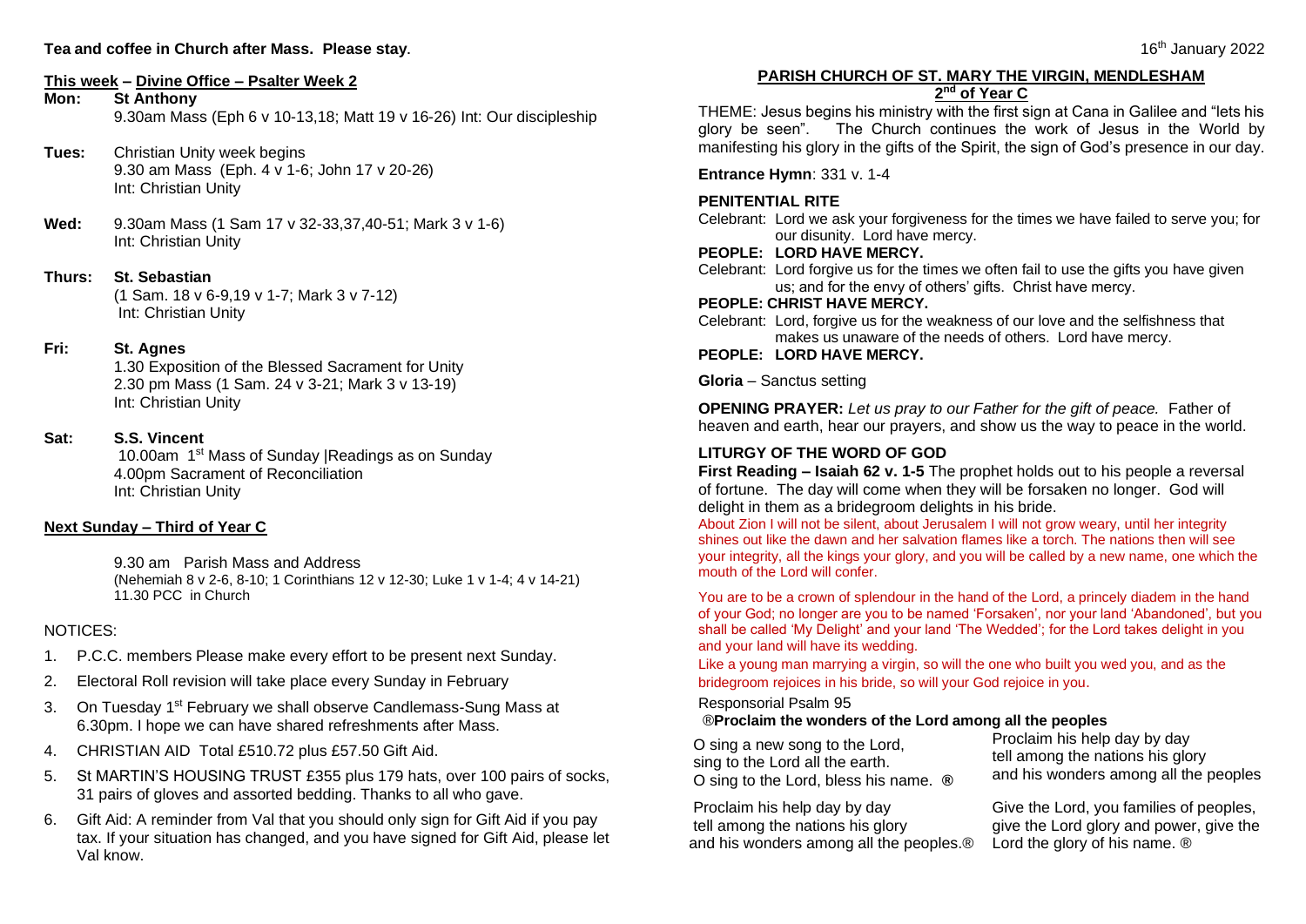**Tea and coffee in Church after Mass. Please stay**.

## This week – Divine Office – Psalter Week 2

**Mon: St Anthony**
9.30am Mass (Eph 6 v 10-13,18; Matt 19 v 16-26) Int: Our discipleship

**Tues:** Christian Unity week begins
9.30 am Mass (Eph. 4 v 1-6; John 17 v 20-26)
Int: Christian Unity

**Wed:** 9.30am Mass (1 Sam 17 v 32-33,37,40-51; Mark 3 v 1-6)
Int: Christian Unity

**Thurs: St. Sebastian**
(1 Sam. 18 v 6-9,19 v 1-7; Mark 3 v 7-12)
Int: Christian Unity

**Fri: St. Agnes**
1.30 Exposition of the Blessed Sacrament for Unity
2.30 pm Mass (1 Sam. 24 v 3-21; Mark 3 v 13-19)
Int: Christian Unity

**Sat: S.S. Vincent**
10.00am 1st Mass of Sunday |Readings as on Sunday
4.00pm Sacrament of Reconciliation
Int: Christian Unity

## Next Sunday – Third of Year C

9.30 am Parish Mass and Address
(Nehemiah 8 v 2-6, 8-10; 1 Corinthians 12 v 12-30; Luke 1 v 1-4; 4 v 14-21)
11.30 PCC in Church

NOTICES:

1. P.C.C. members Please make every effort to be present next Sunday.
2. Electoral Roll revision will take place every Sunday in February
3. On Tuesday 1st February we shall observe Candlemass-Sung Mass at 6.30pm. I hope we can have shared refreshments after Mass.
4. CHRISTIAN AID Total £510.72 plus £57.50 Gift Aid.
5. St MARTIN'S HOUSING TRUST £355 plus 179 hats, over 100 pairs of socks, 31 pairs of gloves and assorted bedding. Thanks to all who gave.
6. Gift Aid: A reminder from Val that you should only sign for Gift Aid if you pay tax. If your situation has changed, and you have signed for Gift Aid, please let Val know.

16th January 2022

# PARISH CHURCH OF ST. MARY THE VIRGIN, MENDLESHAM

## 2nd of Year C

THEME: Jesus begins his ministry with the first sign at Cana in Galilee and "lets his glory be seen". The Church continues the work of Jesus in the World by manifesting his glory in the gifts of the Spirit, the sign of God's presence in our day.

**Entrance Hymn**: 331 v. 1-4

### PENITENTIAL RITE

Celebrant: Lord we ask your forgiveness for the times we have failed to serve you; for our disunity. Lord have mercy.
**PEOPLE: LORD HAVE MERCY.**
Celebrant: Lord forgive us for the times we often fail to use the gifts you have given us; and for the envy of others' gifts. Christ have mercy.
**PEOPLE: CHRIST HAVE MERCY.**
Celebrant: Lord, forgive us for the weakness of our love and the selfishness that makes us unaware of the needs of others. Lord have mercy.
**PEOPLE: LORD HAVE MERCY.**

**Gloria** – Sanctus setting

**OPENING PRAYER:** *Let us pray to our Father for the gift of peace.* Father of heaven and earth, hear our prayers, and show us the way to peace in the world.

### LITURGY OF THE WORD OF GOD

**First Reading – Isaiah 62 v. 1-5** The prophet holds out to his people a reversal of fortune. The day will come when they will be forsaken no longer. God will delight in them as a bridegroom delights in his bride.

About Zion I will not be silent, about Jerusalem I will not grow weary, until her integrity shines out like the dawn and her salvation flames like a torch. The nations then will see your integrity, all the kings your glory, and you will be called by a new name, one which the mouth of the Lord will confer.

You are to be a crown of splendour in the hand of the Lord, a princely diadem in the hand of your God; no longer are you to be named 'Forsaken', nor your land 'Abandoned', but you shall be called 'My Delight' and your land 'The Wedded'; for the Lord takes delight in you and your land will have its wedding.

Like a young man marrying a virgin, so will the one who built you wed you, and as the bridegroom rejoices in his bride, so will your God rejoice in you.

Responsorial Psalm 95
®**Proclaim the wonders of the Lord among all the peoples**

O sing a new song to the Lord,
sing to the Lord all the earth.
O sing to the Lord, bless his name. ®

Proclaim his help day by day
tell among the nations his glory
and his wonders among all the peoples.®

Proclaim his help day by day
tell among the nations his glory
and his wonders among all the peoples

Give the Lord, you families of peoples,
give the Lord glory and power, give the Lord the glory of his name. ®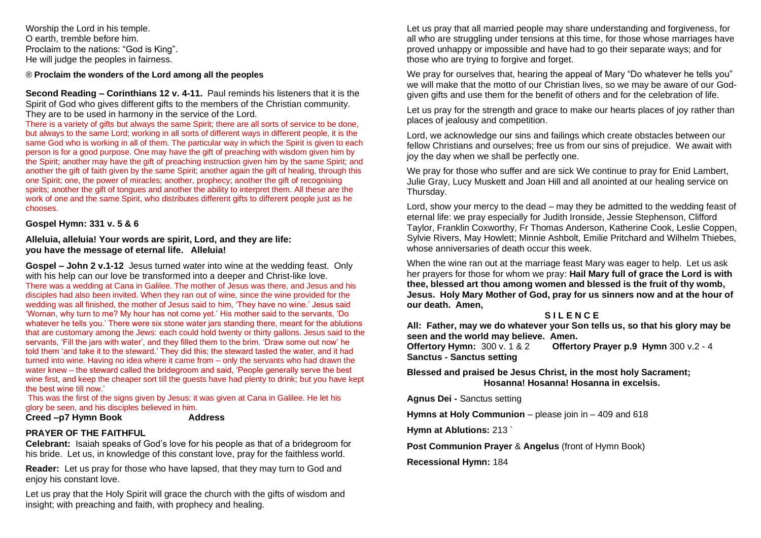Worship the Lord in his temple.
O earth, tremble before him.
Proclaim to the nations: "God is King".
He will judge the peoples in fairness.

® **Proclaim the wonders of the Lord among all the peoples**

**Second Reading – Corinthians 12 v. 4-11.** Paul reminds his listeners that it is the Spirit of God who gives different gifts to the members of the Christian community. They are to be used in harmony in the service of the Lord.

There is a variety of gifts but always the same Spirit; there are all sorts of service to be done, but always to the same Lord; working in all sorts of different ways in different people, it is the same God who is working in all of them. The particular way in which the Spirit is given to each person is for a good purpose. One may have the gift of preaching with wisdom given him by the Spirit; another may have the gift of preaching instruction given him by the same Spirit; and another the gift of faith given by the same Spirit; another again the gift of healing, through this one Spirit; one, the power of miracles; another, prophecy; another the gift of recognising spirits; another the gift of tongues and another the ability to interpret them. All these are the work of one and the same Spirit, who distributes different gifts to different people just as he chooses.

**Gospel Hymn: 331 v. 5 & 6**

**Alleluia, alleluia! Your words are spirit, Lord, and they are life: you have the message of eternal life. Alleluia!**

**Gospel – John 2 v.1-12** Jesus turned water into wine at the wedding feast. Only with his help can our love be transformed into a deeper and Christ-like love.

There was a wedding at Cana in Galilee. The mother of Jesus was there, and Jesus and his disciples had also been invited. When they ran out of wine, since the wine provided for the wedding was all finished, the mother of Jesus said to him, 'They have no wine.' Jesus said 'Woman, why turn to me? My hour has not come yet.' His mother said to the servants, 'Do whatever he tells you.' There were six stone water jars standing there, meant for the ablutions that are customary among the Jews: each could hold twenty or thirty gallons. Jesus said to the servants, 'Fill the jars with water', and they filled them to the brim. 'Draw some out now' he told them 'and take it to the steward.' They did this; the steward tasted the water, and it had turned into wine. Having no idea where it came from – only the servants who had drawn the water knew – the steward called the bridegroom and said, 'People generally serve the best wine first, and keep the cheaper sort till the guests have had plenty to drink; but you have kept the best wine till now.'

This was the first of the signs given by Jesus: it was given at Cana in Galilee. He let his glory be seen, and his disciples believed in him.

**Creed –p7 Hymn Book** **Address**

**PRAYER OF THE FAITHFUL**

**Celebrant:** Isaiah speaks of God's love for his people as that of a bridegroom for his bride. Let us, in knowledge of this constant love, pray for the faithless world.

**Reader:** Let us pray for those who have lapsed, that they may turn to God and enjoy his constant love.

Let us pray that the Holy Spirit will grace the church with the gifts of wisdom and insight; with preaching and faith, with prophecy and healing.

Let us pray that all married people may share understanding and forgiveness, for all who are struggling under tensions at this time, for those whose marriages have proved unhappy or impossible and have had to go their separate ways; and for those who are trying to forgive and forget.

We pray for ourselves that, hearing the appeal of Mary "Do whatever he tells you" we will make that the motto of our Christian lives, so we may be aware of our God-given gifts and use them for the benefit of others and for the celebration of life.

Let us pray for the strength and grace to make our hearts places of joy rather than places of jealousy and competition.

Lord, we acknowledge our sins and failings which create obstacles between our fellow Christians and ourselves; free us from our sins of prejudice. We await with joy the day when we shall be perfectly one.

We pray for those who suffer and are sick We continue to pray for Enid Lambert, Julie Gray, Lucy Muskett and Joan Hill and all anointed at our healing service on Thursday.

Lord, show your mercy to the dead – may they be admitted to the wedding feast of eternal life: we pray especially for Judith Ironside, Jessie Stephenson, Clifford Taylor, Franklin Coxworthy, Fr Thomas Anderson, Katherine Cook, Leslie Coppen, Sylvie Rivers, May Howlett; Minnie Ashbolt, Emilie Pritchard and Wilhelm Thiebes, whose anniversaries of death occur this week.

When the wine ran out at the marriage feast Mary was eager to help. Let us ask her prayers for those for whom we pray: **Hail Mary full of grace the Lord is with thee, blessed art thou among women and blessed is the fruit of thy womb, Jesus. Holy Mary Mother of God, pray for us sinners now and at the hour of our death. Amen,**

**S I L E N C E**

**All: Father, may we do whatever your Son tells us, so that his glory may be seen and the world may believe. Amen.**

**Offertory Hymn:** 300 v. 1 & 2 **Offertory Prayer p.9 Hymn** 300 v.2 - 4

**Sanctus - Sanctus setting**

**Blessed and praised be Jesus Christ, in the most holy Sacrament; Hosanna! Hosanna! Hosanna in excelsis.**

**Agnus Dei -** Sanctus setting

**Hymns at Holy Communion** – please join in – 409 and 618

**Hymn at Ablutions:** 213 `

**Post Communion Prayer** & **Angelus** (front of Hymn Book)

**Recessional Hymn:** 184